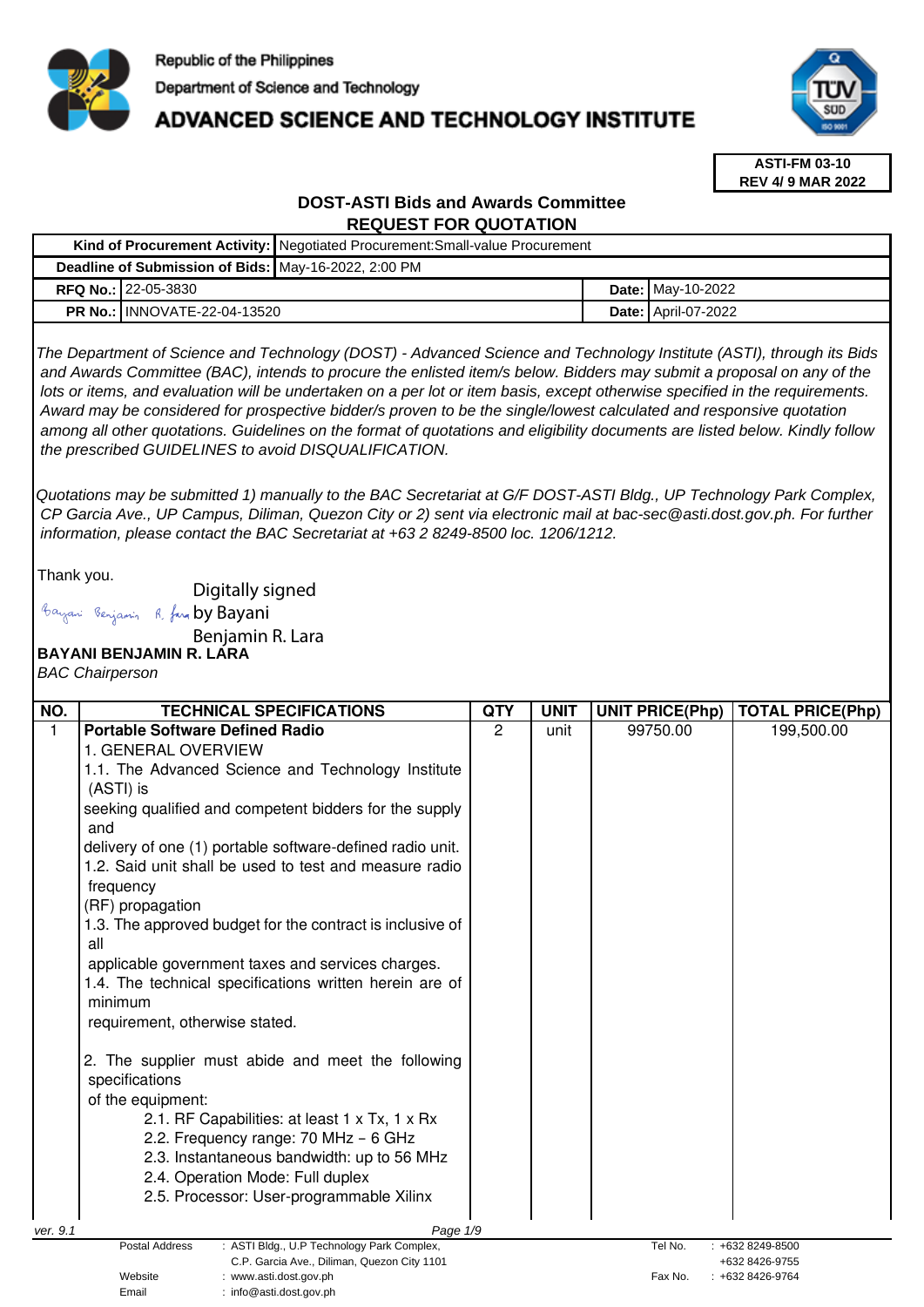Republic of the Philippines

Department of Science and Technology

# ADVANCED SCIENCE AND TECHNOLOGY INSTITUTE

**ASTI-FM 03-10**
**REV 4/ 9 MAR 2022**

## DOST-ASTI Bids and Awards Committee
## REQUEST FOR QUOTATION

| | | | |
|---|---|---|---|
| **Kind of Procurement Activity:** | Negotiated Procurement:Small-value Procurement | | |
| **Deadline of Submission of Bids:** | May-16-2022, 2:00 PM | | |
| **RFQ No.:** | 22-05-3830 | **Date:** | May-10-2022 |
| **PR No.:** | INNOVATE-22-04-13520 | **Date:** | April-07-2022 |

*The Department of Science and Technology (DOST) - Advanced Science and Technology Institute (ASTI), through its Bids and Awards Committee (BAC), intends to procure the enlisted item/s below. Bidders may submit a proposal on any of the lots or items, and evaluation will be undertaken on a per lot or item basis, except otherwise specified in the requirements. Award may be considered for prospective bidder/s proven to be the single/lowest calculated and responsive quotation among all other quotations. Guidelines on the format of quotations and eligibility documents are listed below. Kindly follow the prescribed GUIDELINES to avoid DISQUALIFICATION.*

*Quotations may be submitted 1) manually to the BAC Secretariat at G/F DOST-ASTI Bldg., UP Technology Park Complex, CP Garcia Ave., UP Campus, Diliman, Quezon City or 2) sent via electronic mail at bac-sec@asti.dost.gov.ph. For further information, please contact the BAC Secretariat at +63 2 8249-8500 loc. 1206/1212.*

Thank you.

Digitally signed by Bayani Benjamin R. Lara

**BAYANI BENJAMIN R. LARA**
*BAC Chairperson*

| NO. | TECHNICAL SPECIFICATIONS | QTY | UNIT | UNIT PRICE(Php) | TOTAL PRICE(Php) |
|---|---|---|---|---|---|
| 1 | **Portable Software Defined Radio**<br>1. GENERAL OVERVIEW<br>1.1. The Advanced Science and Technology Institute (ASTI) is seeking qualified and competent bidders for the supply and delivery of one (1) portable software-defined radio unit.<br>1.2. Said unit shall be used to test and measure radio frequency (RF) propagation<br>1.3. The approved budget for the contract is inclusive of all applicable government taxes and services charges.<br>1.4. The technical specifications written herein are of minimum requirement, otherwise stated.<br><br>2. The supplier must abide and meet the following specifications of the equipment:<br>2.1. RF Capabilities: at least 1 x Tx, 1 x Rx<br>2.2. Frequency range: 70 MHz – 6 GHz<br>2.3. Instantaneous bandwidth: up to 56 MHz<br>2.4. Operation Mode: Full duplex<br>2.5. Processor: User-programmable Xilinx | 2 | unit | 99750.00 | 199,500.00 |

ver. 9.1

Postal Address : ASTI Bldg., U.P Technology Park Complex, C.P. Garcia Ave., Diliman, Quezon City 1101
Website : www.asti.dost.gov.ph
Email : info@asti.dost.gov.ph
Tel No. : +632 8249-8500, +632 8426-9755
Fax No. : +632 8426-9764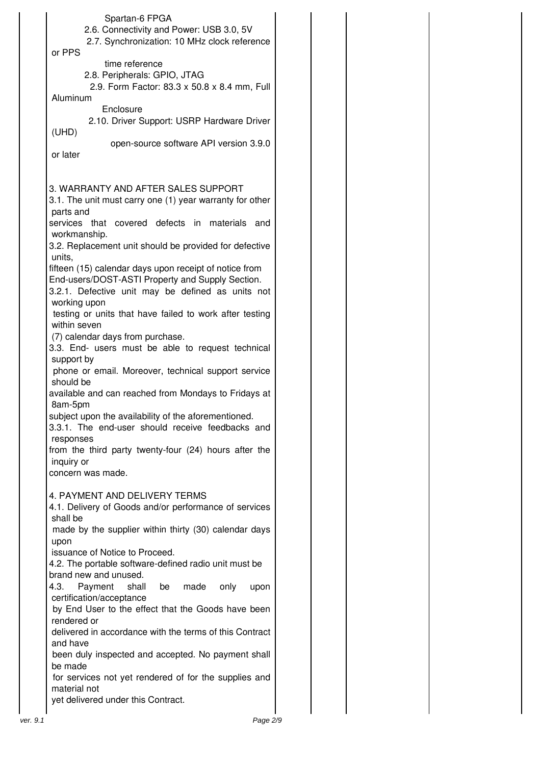Spartan-6 FPGA

2.6. Connectivity and Power: USB 3.0, 5V

2.7. Synchronization: 10 MHz clock reference or PPS time reference

2.8. Peripherals: GPIO, JTAG

2.9. Form Factor: 83.3 x 50.8 x 8.4 mm, Full Aluminum Enclosure

2.10. Driver Support: USRP Hardware Driver (UHD) open-source software API version 3.9.0 or later

3. WARRANTY AND AFTER SALES SUPPORT

3.1. The unit must carry one (1) year warranty for other parts and services that covered defects in materials and workmanship.

3.2. Replacement unit should be provided for defective units, fifteen (15) calendar days upon receipt of notice from End-users/DOST-ASTI Property and Supply Section.

3.2.1. Defective unit may be defined as units not working upon testing or units that have failed to work after testing within seven (7) calendar days from purchase.

3.3. End- users must be able to request technical support by phone or email. Moreover, technical support service should be available and can reached from Mondays to Fridays at 8am-5pm subject upon the availability of the aforementioned.

3.3.1. The end-user should receive feedbacks and responses from the third party twenty-four (24) hours after the inquiry or concern was made.

4. PAYMENT AND DELIVERY TERMS

4.1. Delivery of Goods and/or performance of services shall be made by the supplier within thirty (30) calendar days upon issuance of Notice to Proceed.

4.2. The portable software-defined radio unit must be brand new and unused.

4.3. Payment shall be made only upon certification/acceptance by End User to the effect that the Goods have been rendered or delivered in accordance with the terms of this Contract and have been duly inspected and accepted. No payment shall be made for services not yet rendered of for the supplies and material not yet delivered under this Contract.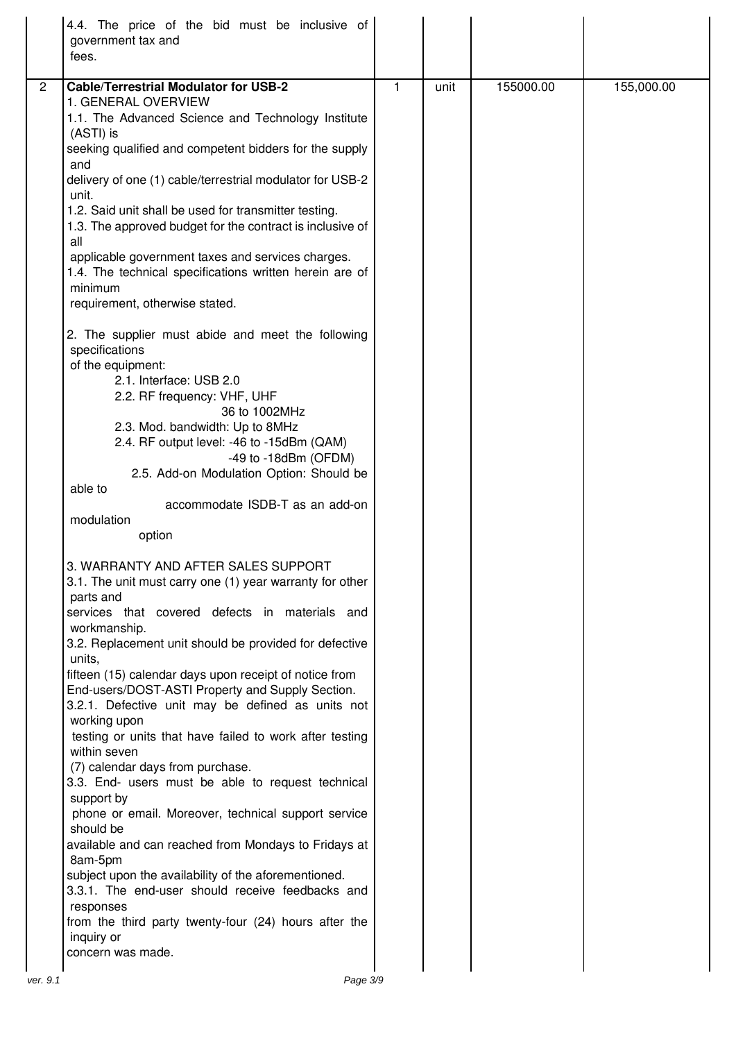| | | | | | |
|---|---|---|---|---|---|
| | 4.4. The price of the bid must be inclusive of government tax and fees. | | | | |
| 2 | **Cable/Terrestrial Modulator for USB-2**<br>1. GENERAL OVERVIEW<br>1.1. The Advanced Science and Technology Institute (ASTI) is seeking qualified and competent bidders for the supply and delivery of one (1) cable/terrestrial modulator for USB-2 unit.<br>1.2. Said unit shall be used for transmitter testing.<br>1.3. The approved budget for the contract is inclusive of all applicable government taxes and services charges.<br>1.4. The technical specifications written herein are of minimum requirement, otherwise stated.<br><br>2. The supplier must abide and meet the following specifications of the equipment:<br>2.1. Interface: USB 2.0<br>2.2. RF frequency: VHF, UHF 36 to 1002MHz<br>2.3. Mod. bandwidth: Up to 8MHz<br>2.4. RF output level: -46 to -15dBm (QAM) -49 to -18dBm (OFDM)<br>2.5. Add-on Modulation Option: Should be able to accommodate ISDB-T as an add-on modulation option<br><br>3. WARRANTY AND AFTER SALES SUPPORT<br>3.1. The unit must carry one (1) year warranty for other parts and services that covered defects in materials and workmanship.<br>3.2. Replacement unit should be provided for defective units, fifteen (15) calendar days upon receipt of notice from End-users/DOST-ASTI Property and Supply Section.<br>3.2.1. Defective unit may be defined as units not working upon testing or units that have failed to work after testing within seven (7) calendar days from purchase.<br>3.3. End- users must be able to request technical support by phone or email. Moreover, technical support service should be available and can reached from Mondays to Fridays at 8am-5pm subject upon the availability of the aforementioned.<br>3.3.1. The end-user should receive feedbacks and responses from the third party twenty-four (24) hours after the inquiry or concern was made. | 1 | unit | 155000.00 | 155,000.00 |

ver. 9.1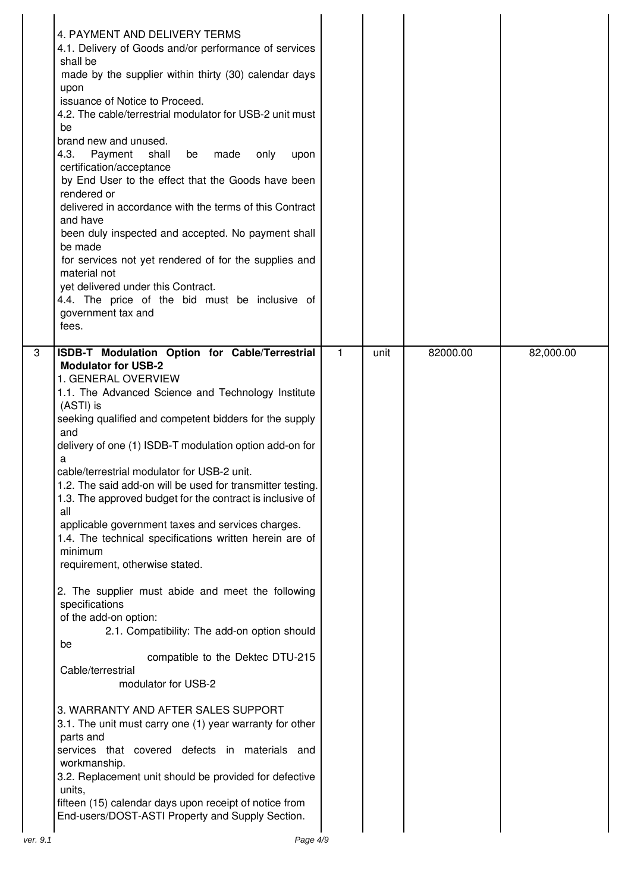| | | | | | |
|---|---|---|---|---|---|
| | 4. PAYMENT AND DELIVERY TERMS<br>4.1. Delivery of Goods and/or performance of services shall be made by the supplier within thirty (30) calendar days upon issuance of Notice to Proceed.<br>4.2. The cable/terrestrial modulator for USB-2 unit must be brand new and unused.<br>4.3. Payment shall be made only upon certification/acceptance by End User to the effect that the Goods have been rendered or delivered in accordance with the terms of this Contract and have been duly inspected and accepted. No payment shall be made for services not yet rendered of for the supplies and material not yet delivered under this Contract.<br>4.4. The price of the bid must be inclusive of government tax and fees. | | | | |
| 3 | **ISDB-T Modulation Option for Cable/Terrestrial Modulator for USB-2**<br>1. GENERAL OVERVIEW<br>1.1. The Advanced Science and Technology Institute (ASTI) is seeking qualified and competent bidders for the supply and delivery of one (1) ISDB-T modulation option add-on for a cable/terrestrial modulator for USB-2 unit.<br>1.2. The said add-on will be used for transmitter testing.<br>1.3. The approved budget for the contract is inclusive of all applicable government taxes and services charges.<br>1.4. The technical specifications written herein are of minimum requirement, otherwise stated.<br><br>2. The supplier must abide and meet the following specifications of the add-on option:<br>2.1. Compatibility: The add-on option should be compatible to the Dektec DTU-215 Cable/terrestrial modulator for USB-2<br><br>3. WARRANTY AND AFTER SALES SUPPORT<br>3.1. The unit must carry one (1) year warranty for other parts and services that covered defects in materials and workmanship.<br>3.2. Replacement unit should be provided for defective units, fifteen (15) calendar days upon receipt of notice from End-users/DOST-ASTI Property and Supply Section. | 1 | unit | 82000.00 | 82,000.00 |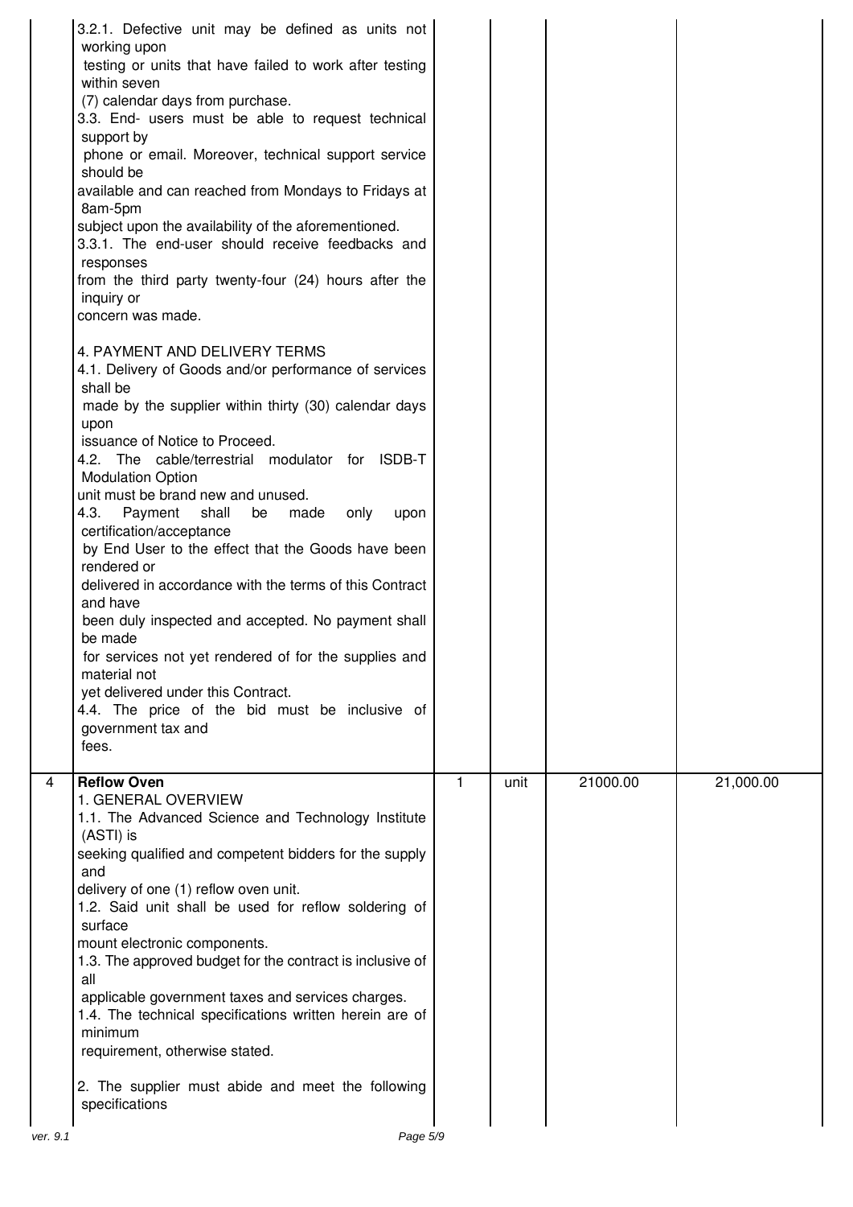| | | | | | |
|---|---|---|---|---|---|
| | 3.2.1. Defective unit may be defined as units not working upon testing or units that have failed to work after testing within seven (7) calendar days from purchase.<br>3.3. End- users must be able to request technical support by phone or email. Moreover, technical support service should be available and can reached from Mondays to Fridays at 8am-5pm subject upon the availability of the aforementioned.<br>3.3.1. The end-user should receive feedbacks and responses from the third party twenty-four (24) hours after the inquiry or concern was made.<br><br>4. PAYMENT AND DELIVERY TERMS<br>4.1. Delivery of Goods and/or performance of services shall be made by the supplier within thirty (30) calendar days upon issuance of Notice to Proceed.<br>4.2. The cable/terrestrial modulator for ISDB-T Modulation Option unit must be brand new and unused.<br>4.3. Payment shall be made only upon certification/acceptance by End User to the effect that the Goods have been rendered or delivered in accordance with the terms of this Contract and have been duly inspected and accepted. No payment shall be made for services not yet rendered of for the supplies and material not yet delivered under this Contract.<br>4.4. The price of the bid must be inclusive of government tax and fees. | | | | |
| 4 | **Reflow Oven**<br>1. GENERAL OVERVIEW<br>1.1. The Advanced Science and Technology Institute (ASTI) is seeking qualified and competent bidders for the supply and delivery of one (1) reflow oven unit.<br>1.2. Said unit shall be used for reflow soldering of surface mount electronic components.<br>1.3. The approved budget for the contract is inclusive of all applicable government taxes and services charges.<br>1.4. The technical specifications written herein are of minimum requirement, otherwise stated.<br><br>2. The supplier must abide and meet the following specifications | 1 | unit | 21000.00 | 21,000.00 |

ver. 9.1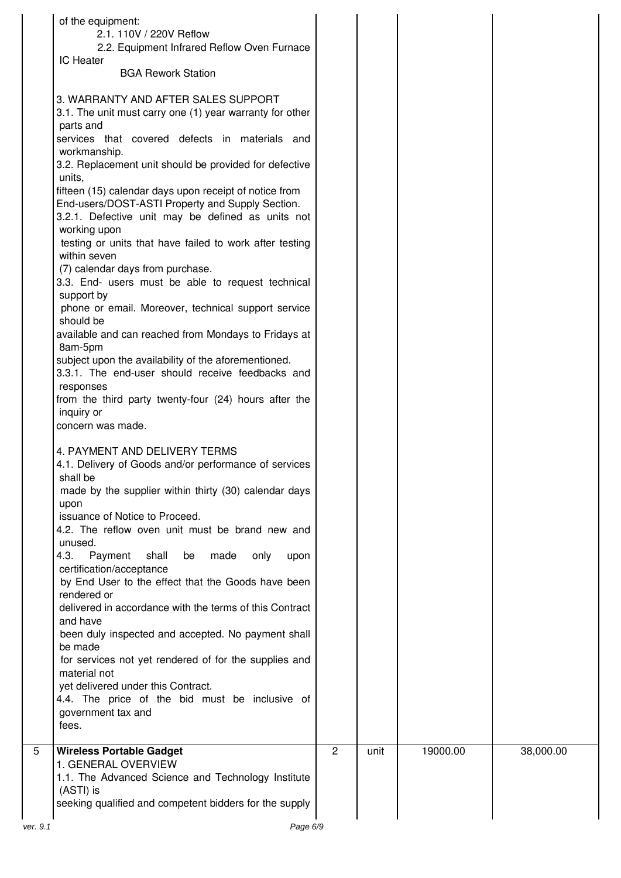| | | | | | |
|---|---|---|---|---|---|
| | of the equipment:<br>2.1. 110V / 220V Reflow<br>2.2. Equipment Infrared Reflow Oven Furnace IC Heater<br>BGA Rework Station<br><br>3. WARRANTY AND AFTER SALES SUPPORT<br>3.1. The unit must carry one (1) year warranty for other parts and services that covered defects in materials and workmanship.<br>3.2. Replacement unit should be provided for defective units, fifteen (15) calendar days upon receipt of notice from End-users/DOST-ASTI Property and Supply Section.<br>3.2.1. Defective unit may be defined as units not working upon testing or units that have failed to work after testing within seven (7) calendar days from purchase.<br>3.3. End- users must be able to request technical support by phone or email. Moreover, technical support service should be available and can reached from Mondays to Fridays at 8am-5pm subject upon the availability of the aforementioned.<br>3.3.1. The end-user should receive feedbacks and responses from the third party twenty-four (24) hours after the inquiry or concern was made.<br><br>4. PAYMENT AND DELIVERY TERMS<br>4.1. Delivery of Goods and/or performance of services shall be made by the supplier within thirty (30) calendar days upon issuance of Notice to Proceed.<br>4.2. The reflow oven unit must be brand new and unused.<br>4.3. Payment shall be made only upon certification/acceptance by End User to the effect that the Goods have been rendered or delivered in accordance with the terms of this Contract and have been duly inspected and accepted. No payment shall be made for services not yet rendered of for the supplies and material not yet delivered under this Contract.<br>4.4. The price of the bid must be inclusive of government tax and fees. | | | | |
| 5 | **Wireless Portable Gadget**<br>1. GENERAL OVERVIEW<br>1.1. The Advanced Science and Technology Institute (ASTI) is seeking qualified and competent bidders for the supply | 2 | unit | 19000.00 | 38,000.00 |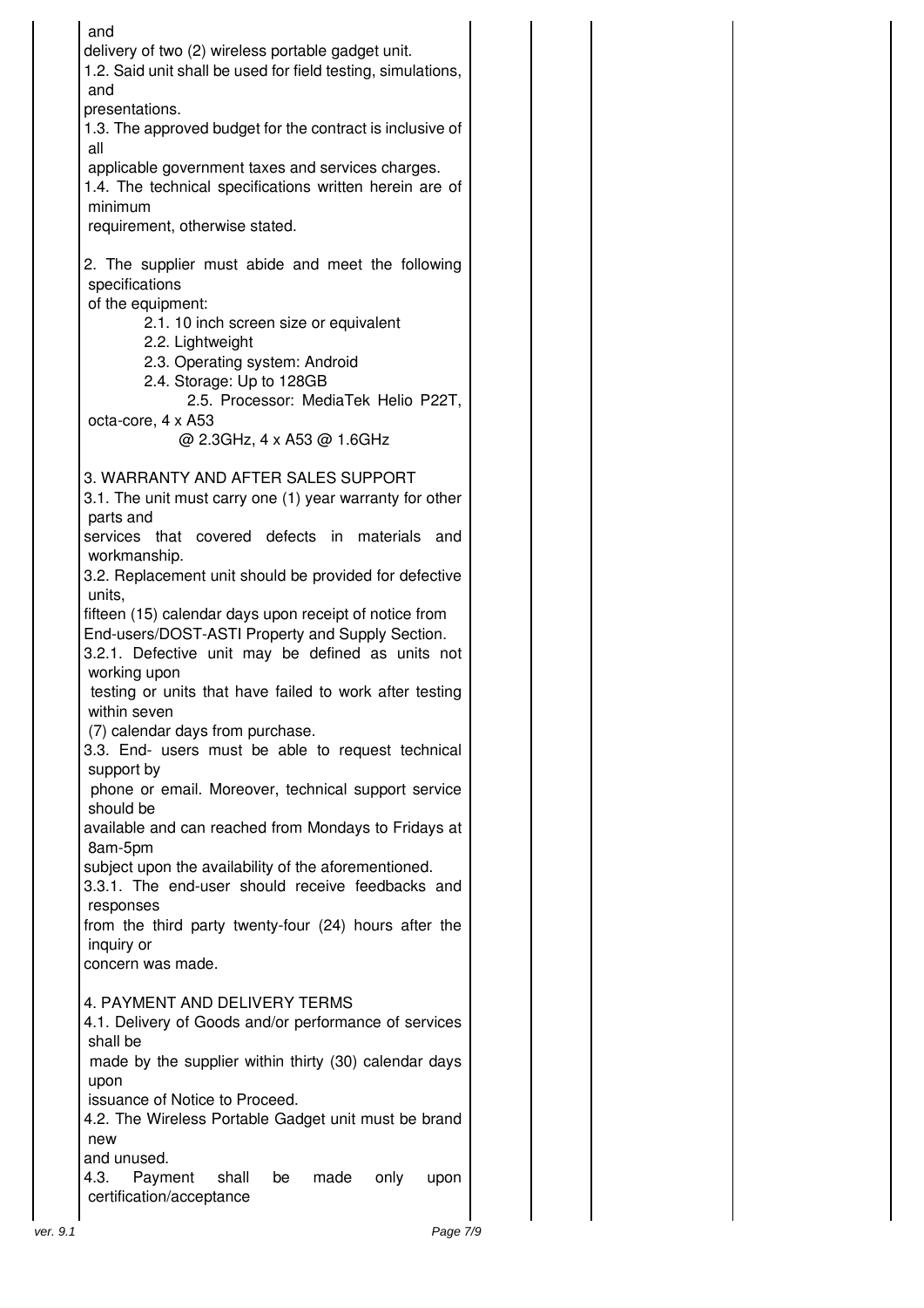and
delivery of two (2) wireless portable gadget unit.
1.2. Said unit shall be used for field testing, simulations, and
presentations.
1.3. The approved budget for the contract is inclusive of all
applicable government taxes and services charges.
1.4. The technical specifications written herein are of minimum
requirement, otherwise stated.

2. The supplier must abide and meet the following specifications
of the equipment:

- 2.1. 10 inch screen size or equivalent
- 2.2. Lightweight
- 2.3. Operating system: Android
- 2.4. Storage: Up to 128GB
- 2.5. Processor: MediaTek Helio P22T, octa-core, 4 x A53 @ 2.3GHz, 4 x A53 @ 1.6GHz

3. WARRANTY AND AFTER SALES SUPPORT
3.1. The unit must carry one (1) year warranty for other parts and
services that covered defects in materials and workmanship.
3.2. Replacement unit should be provided for defective units,
fifteen (15) calendar days upon receipt of notice from
End-users/DOST-ASTI Property and Supply Section.
3.2.1. Defective unit may be defined as units not working upon
testing or units that have failed to work after testing within seven
(7) calendar days from purchase.
3.3. End- users must be able to request technical support by
phone or email. Moreover, technical support service should be
available and can reached from Mondays to Fridays at 8am-5pm
subject upon the availability of the aforementioned.
3.3.1. The end-user should receive feedbacks and responses
from the third party twenty-four (24) hours after the inquiry or
concern was made.

4. PAYMENT AND DELIVERY TERMS
4.1. Delivery of Goods and/or performance of services shall be
made by the supplier within thirty (30) calendar days upon
issuance of Notice to Proceed.
4.2. The Wireless Portable Gadget unit must be brand new
and unused.
4.3. Payment shall be made only upon certification/acceptance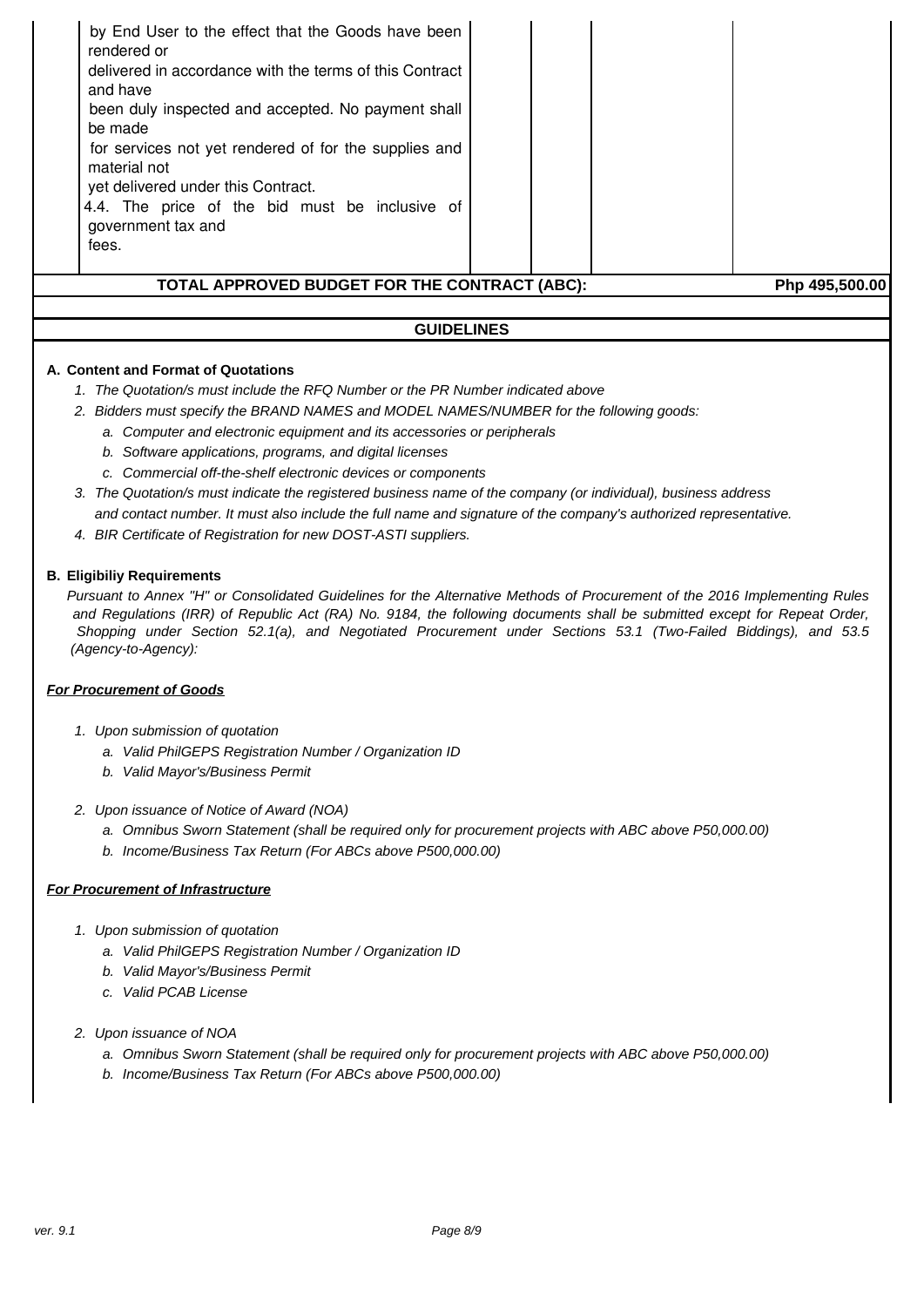| | | | | |
|---|---|---|---|---|
| by End User to the effect that the Goods have been rendered or delivered in accordance with the terms of this Contract and have been duly inspected and accepted. No payment shall be made for services not yet rendered of for the supplies and material not yet delivered under this Contract.<br>4.4. The price of the bid must be inclusive of government tax and fees. | | | | |
| **TOTAL APPROVED BUDGET FOR THE CONTRACT (ABC):** | | | | **Php 495,500.00** |

## GUIDELINES

**A. Content and Format of Quotations**

1. *The Quotation/s must include the RFQ Number or the PR Number indicated above*
2. *Bidders must specify the BRAND NAMES and MODEL NAMES/NUMBER for the following goods:*
   a. *Computer and electronic equipment and its accessories or peripherals*
   b. *Software applications, programs, and digital licenses*
   c. *Commercial off-the-shelf electronic devices or components*
3. *The Quotation/s must indicate the registered business name of the company (or individual), business address and contact number. It must also include the full name and signature of the company's authorized representative.*
4. *BIR Certificate of Registration for new DOST-ASTI suppliers.*

**B. Eligibiliy Requirements**

*Pursuant to Annex "H" or Consolidated Guidelines for the Alternative Methods of Procurement of the 2016 Implementing Rules and Regulations (IRR) of Republic Act (RA) No. 9184, the following documents shall be submitted except for Repeat Order, Shopping under Section 52.1(a), and Negotiated Procurement under Sections 53.1 (Two-Failed Biddings), and 53.5 (Agency-to-Agency):*

***For Procurement of Goods***

1. *Upon submission of quotation*
   a. *Valid PhilGEPS Registration Number / Organization ID*
   b. *Valid Mayor's/Business Permit*
2. *Upon issuance of Notice of Award (NOA)*
   a. *Omnibus Sworn Statement (shall be required only for procurement projects with ABC above P50,000.00)*
   b. *Income/Business Tax Return (For ABCs above P500,000.00)*

***For Procurement of Infrastructure***

1. *Upon submission of quotation*
   a. *Valid PhilGEPS Registration Number / Organization ID*
   b. *Valid Mayor's/Business Permit*
   c. *Valid PCAB License*
2. *Upon issuance of NOA*
   a. *Omnibus Sworn Statement (shall be required only for procurement projects with ABC above P50,000.00)*
   b. *Income/Business Tax Return (For ABCs above P500,000.00)*

ver. 9.1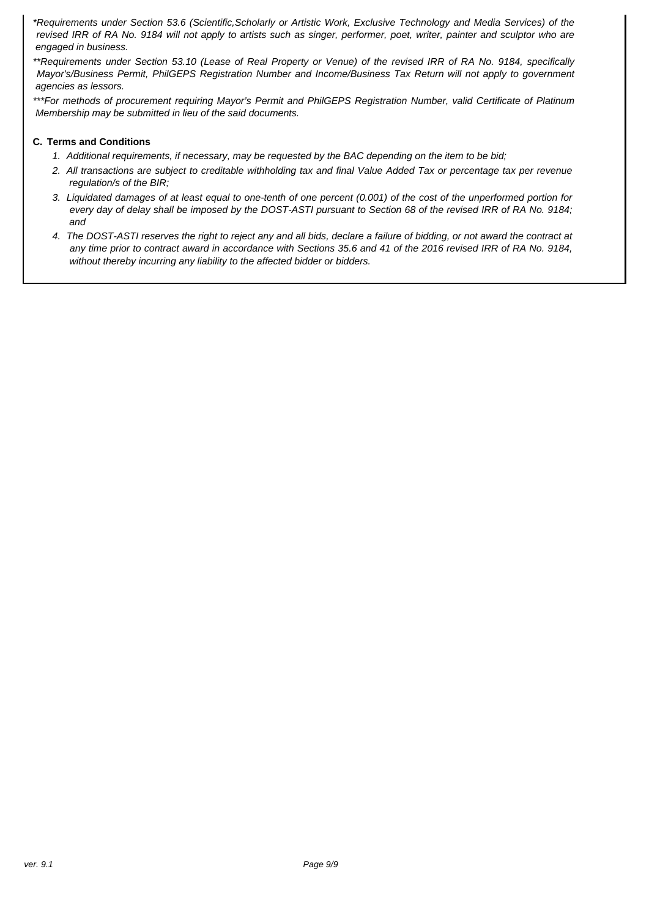*\*Requirements under Section 53.6 (Scientific,Scholarly or Artistic Work, Exclusive Technology and Media Services) of the revised IRR of RA No. 9184 will not apply to artists such as singer, performer, poet, writer, painter and sculptor who are engaged in business.*

*\*\*Requirements under Section 53.10 (Lease of Real Property or Venue) of the revised IRR of RA No. 9184, specifically Mayor's/Business Permit, PhilGEPS Registration Number and Income/Business Tax Return will not apply to government agencies as lessors.*

*\*\*\*For methods of procurement requiring Mayor's Permit and PhilGEPS Registration Number, valid Certificate of Platinum Membership may be submitted in lieu of the said documents.*

**C. Terms and Conditions**

1. *Additional requirements, if necessary, may be requested by the BAC depending on the item to be bid;*
2. *All transactions are subject to creditable withholding tax and final Value Added Tax or percentage tax per revenue regulation/s of the BIR;*
3. *Liquidated damages of at least equal to one-tenth of one percent (0.001) of the cost of the unperformed portion for every day of delay shall be imposed by the DOST-ASTI pursuant to Section 68 of the revised IRR of RA No. 9184; and*
4. *The DOST-ASTI reserves the right to reject any and all bids, declare a failure of bidding, or not award the contract at any time prior to contract award in accordance with Sections 35.6 and 41 of the 2016 revised IRR of RA No. 9184, without thereby incurring any liability to the affected bidder or bidders.*

*ver. 9.1*